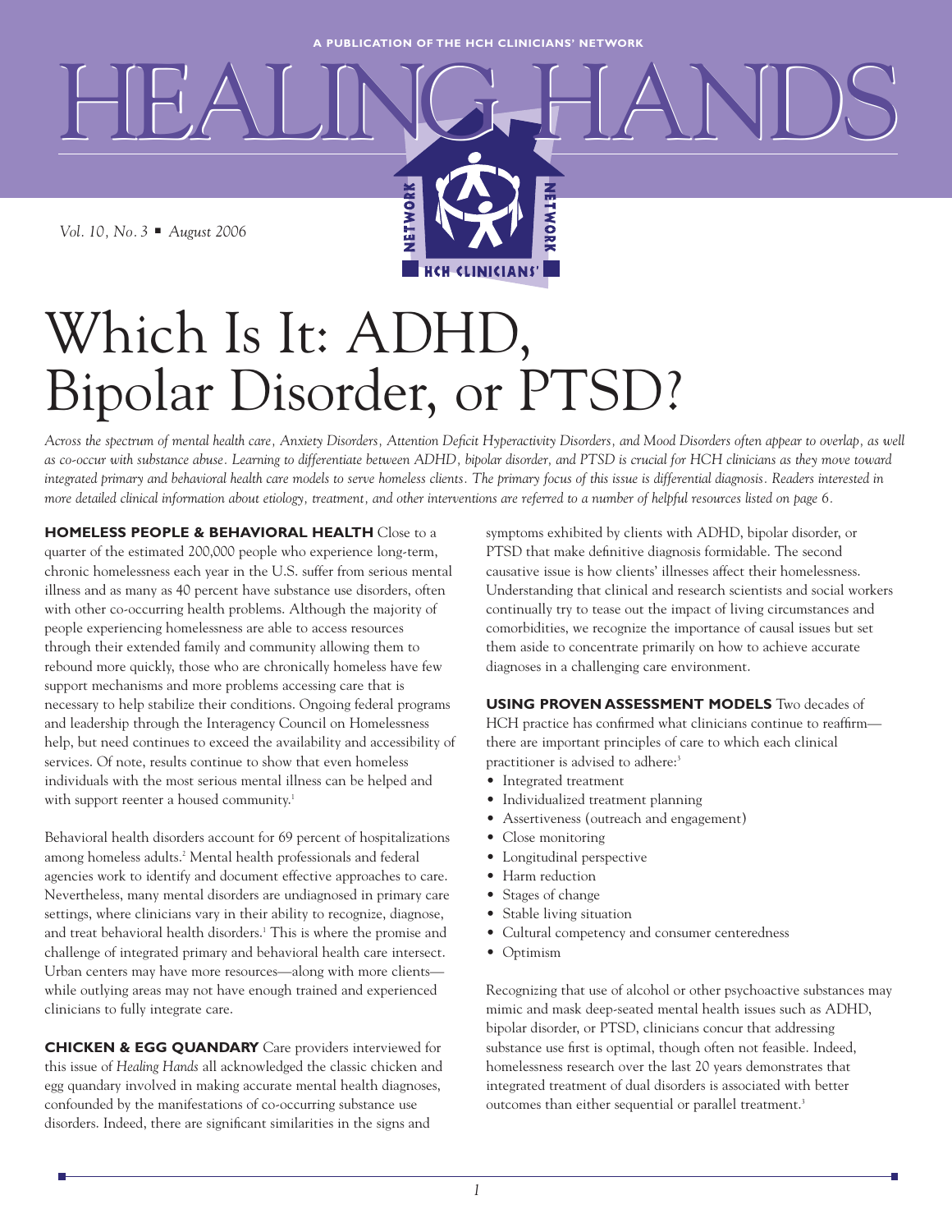A PUBLICATION OF THE HCH CLINICIANS' NETWORK

# HEALING HANDS

*Vol. 10, No. 3 ▪ August 2006*

# Which Is It: ADHD, Bipolar Disorder, or PTSD?

*Across the spectrum of mental health care, Anxiety Disorders, Attention Deficit Hyperactivity Disorders, and Mood Disorders often appear to overlap, as well as co-occur with substance abuse. Learning to differentiate between ADHD, bipolar disorder, and PTSD is crucial for HCH clinicians as they move toward integrated primary and behavioral health care models to serve homeless clients. The primary focus of this issue is differential diagnosis. Readers interested in more detailed clinical information about etiology, treatment, and other interventions are referred to a number of helpful resources listed on page 6.*

**HOMELESS PEOPLE & BEHAVIORAL HEALTH** Close to a quarter of the estimated 200,000 people who experience long-term, chronic homelessness each year in the U.S. suffer from serious mental illness and as many as 40 percent have substance use disorders, often with other co-occurring health problems. Although the majority of people experiencing homelessness are able to access resources through their extended family and community allowing them to rebound more quickly, those who are chronically homeless have few support mechanisms and more problems accessing care that is necessary to help stabilize their conditions. Ongoing federal programs and leadership through the Interagency Council on Homelessness help, but need continues to exceed the availability and accessibility of services. Of note, results continue to show that even homeless individuals with the most serious mental illness can be helped and with support reenter a housed community.[1]

Behavioral health disorders account for 69 percent of hospitalizations among homeless adults.[2] Mental health professionals and federal agencies work to identify and document effective approaches to care. Nevertheless, many mental disorders are undiagnosed in primary care settings, where clinicians vary in their ability to recognize, diagnose, and treat behavioral health disorders.[1] This is where the promise and challenge of integrated primary and behavioral health care intersect. Urban centers may have more resources—along with more clients—while outlying areas may not have enough trained and experienced clinicians to fully integrate care.

**CHICKEN & EGG QUANDARY** Care providers interviewed for this issue of *Healing Hands* all acknowledged the classic chicken and egg quandary involved in making accurate mental health diagnoses, confounded by the manifestations of co-occurring substance use disorders. Indeed, there are significant similarities in the signs and symptoms exhibited by clients with ADHD, bipolar disorder, or PTSD that make definitive diagnosis formidable. The second causative issue is how clients' illnesses affect their homelessness. Understanding that clinical and research scientists and social workers continually try to tease out the impact of living circumstances and comorbidities, we recognize the importance of causal issues but set them aside to concentrate primarily on how to achieve accurate diagnoses in a challenging care environment.

**USING PROVEN ASSESSMENT MODELS** Two decades of HCH practice has confirmed what clinicians continue to reaffirm—there are important principles of care to which each clinical practitioner is advised to adhere:[3]

- Integrated treatment
- Individualized treatment planning
- Assertiveness (outreach and engagement)
- Close monitoring
- Longitudinal perspective
- Harm reduction
- Stages of change
- Stable living situation
- Cultural competency and consumer centeredness
- Optimism

Recognizing that use of alcohol or other psychoactive substances may mimic and mask deep-seated mental health issues such as ADHD, bipolar disorder, or PTSD, clinicians concur that addressing substance use first is optimal, though often not feasible. Indeed, homelessness research over the last 20 years demonstrates that integrated treatment of dual disorders is associated with better outcomes than either sequential or parallel treatment.[3]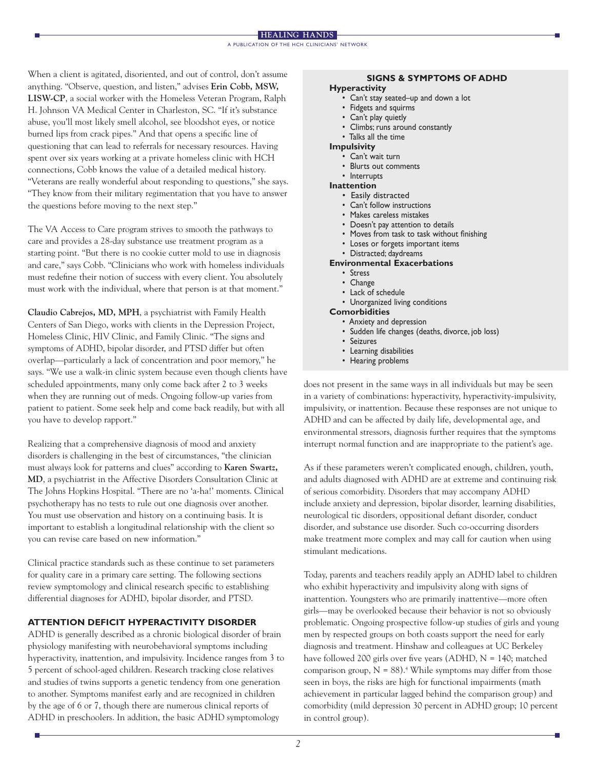When a client is agitated, disoriented, and out of control, don't assume anything. "Observe, question, and listen," advises **Erin Cobb, MSW, LISW-CP**, a social worker with the Homeless Veteran Program, Ralph H. Johnson VA Medical Center in Charleston, SC. "If it's substance abuse, you'll most likely smell alcohol, see bloodshot eyes, or notice burned lips from crack pipes." And that opens a specific line of questioning that can lead to referrals for necessary resources. Having spent over six years working at a private homeless clinic with HCH connections, Cobb knows the value of a detailed medical history. "Veterans are really wonderful about responding to questions," she says. "They know from their military regimentation that you have to answer the questions before moving to the next step."

The VA Access to Care program strives to smooth the pathways to care and provides a 28-day substance use treatment program as a starting point. "But there is no cookie cutter mold to use in diagnosis and care," says Cobb. "Clinicians who work with homeless individuals must redefine their notion of success with every client. You absolutely must work with the individual, where that person is at that moment."

**Claudio Cabrejos, MD, MPH**, a psychiatrist with Family Health Centers of San Diego, works with clients in the Depression Project, Homeless Clinic, HIV Clinic, and Family Clinic. "The signs and symptoms of ADHD, bipolar disorder, and PTSD differ but often overlap—particularly a lack of concentration and poor memory," he says. "We use a walk-in clinic system because even though clients have scheduled appointments, many only come back after 2 to 3 weeks when they are running out of meds. Ongoing follow-up varies from patient to patient. Some seek help and come back readily, but with all you have to develop rapport."

Realizing that a comprehensive diagnosis of mood and anxiety disorders is challenging in the best of circumstances, "the clinician must always look for patterns and clues" according to **Karen Swartz, MD**, a psychiatrist in the Affective Disorders Consultation Clinic at The Johns Hopkins Hospital. "There are no 'a-ha!' moments. Clinical psychotherapy has no tests to rule out one diagnosis over another. You must use observation and history on a continuing basis. It is important to establish a longitudinal relationship with the client so you can revise care based on new information."

Clinical practice standards such as these continue to set parameters for quality care in a primary care setting. The following sections review symptomology and clinical research specific to establishing differential diagnoses for ADHD, bipolar disorder, and PTSD.

## ATTENTION DEFICIT HYPERACTIVITY DISORDER

ADHD is generally described as a chronic biological disorder of brain physiology manifesting with neurobehavioral symptoms including hyperactivity, inattention, and impulsivity. Incidence ranges from 3 to 5 percent of school-aged children. Research tracking close relatives and studies of twins supports a genetic tendency from one generation to another. Symptoms manifest early and are recognized in children by the age of 6 or 7, though there are numerous clinical reports of ADHD in preschoolers. In addition, the basic ADHD symptomology does not present in the same ways in all individuals but may be seen in a variety of combinations: hyperactivity, hyperactivity-impulsivity, impulsivity, or inattention. Because these responses are not unique to ADHD and can be affected by daily life, developmental age, and environmental stressors, diagnosis further requires that the symptoms interrupt normal function and are inappropriate to the patient's age.

As if these parameters weren't complicated enough, children, youth, and adults diagnosed with ADHD are at extreme and continuing risk of serious comorbidity. Disorders that may accompany ADHD include anxiety and depression, bipolar disorder, learning disabilities, neurological tic disorders, oppositional defiant disorder, conduct disorder, and substance use disorder. Such co-occurring disorders make treatment more complex and may call for caution when using stimulant medications.

Today, parents and teachers readily apply an ADHD label to children who exhibit hyperactivity and impulsivity along with signs of inattention. Youngsters who are primarily inattentive—more often girls—may be overlooked because their behavior is not so obviously problematic. Ongoing prospective follow-up studies of girls and young men by respected groups on both coasts support the need for early diagnosis and treatment. Hinshaw and colleagues at UC Berkeley have followed 200 girls over five years (ADHD, N = 140; matched comparison group, N = 88).[4] While symptoms may differ from those seen in boys, the risks are high for functional impairments (math achievement in particular lagged behind the comparison group) and comorbidity (mild depression 30 percent in ADHD group; 10 percent in control group).

### SIGNS & SYMPTOMS OF ADHD

**Hyperactivity**
- Can't stay seated–up and down a lot
- Fidgets and squirms
- Can't play quietly
- Climbs; runs around constantly
- Talks all the time

**Impulsivity**
- Can't wait turn
- Blurts out comments
- Interrupts

**Inattention**
- Easily distracted
- Can't follow instructions
- Makes careless mistakes
- Doesn't pay attention to details
- Moves from task to task without finishing
- Loses or forgets important items
- Distracted; daydreams

**Environmental Exacerbations**
- Stress
- Change
- Lack of schedule
- Unorganized living conditions

**Comorbidities**
- Anxiety and depression
- Sudden life changes (deaths, divorce, job loss)
- Seizures
- Learning disabilities
- Hearing problems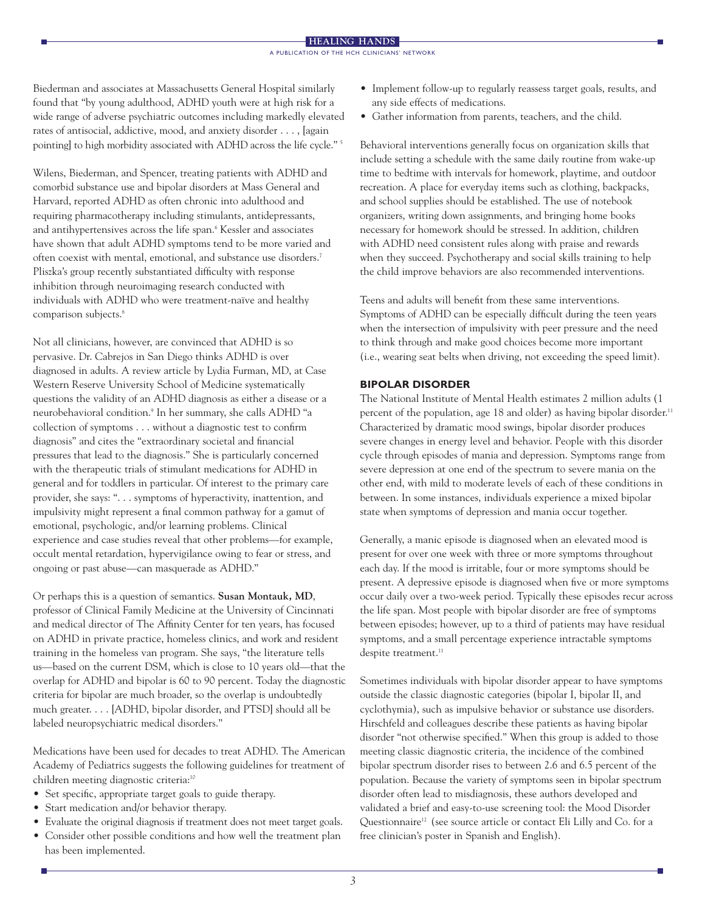Biederman and associates at Massachusetts General Hospital similarly found that "by young adulthood, ADHD youth were at high risk for a wide range of adverse psychiatric outcomes including markedly elevated rates of antisocial, addictive, mood, and anxiety disorder . . . , [again pointing] to high morbidity associated with ADHD across the life cycle." [5]

Wilens, Biederman, and Spencer, treating patients with ADHD and comorbid substance use and bipolar disorders at Mass General and Harvard, reported ADHD as often chronic into adulthood and requiring pharmacotherapy including stimulants, antidepressants, and antihypertensives across the life span.[6] Kessler and associates have shown that adult ADHD symptoms tend to be more varied and often coexist with mental, emotional, and substance use disorders.[7] Pliszka's group recently substantiated difficulty with response inhibition through neuroimaging research conducted with individuals with ADHD who were treatment-naïve and healthy comparison subjects.[8]

Not all clinicians, however, are convinced that ADHD is so pervasive. Dr. Cabrejos in San Diego thinks ADHD is over diagnosed in adults. A review article by Lydia Furman, MD, at Case Western Reserve University School of Medicine systematically questions the validity of an ADHD diagnosis as either a disease or a neurobehavioral condition.[9] In her summary, she calls ADHD "a collection of symptoms . . . without a diagnostic test to confirm diagnosis" and cites the "extraordinary societal and financial pressures that lead to the diagnosis." She is particularly concerned with the therapeutic trials of stimulant medications for ADHD in general and for toddlers in particular. Of interest to the primary care provider, she says: ". . . symptoms of hyperactivity, inattention, and impulsivity might represent a final common pathway for a gamut of emotional, psychologic, and/or learning problems. Clinical experience and case studies reveal that other problems—for example, occult mental retardation, hypervigilance owing to fear or stress, and ongoing or past abuse—can masquerade as ADHD."

Or perhaps this is a question of semantics. **Susan Montauk, MD**, professor of Clinical Family Medicine at the University of Cincinnati and medical director of The Affinity Center for ten years, has focused on ADHD in private practice, homeless clinics, and work and resident training in the homeless van program. She says, "the literature tells us—based on the current DSM, which is close to 10 years old—that the overlap for ADHD and bipolar is 60 to 90 percent. Today the diagnostic criteria for bipolar are much broader, so the overlap is undoubtedly much greater. . . . [ADHD, bipolar disorder, and PTSD] should all be labeled neuropsychiatric medical disorders."

Medications have been used for decades to treat ADHD. The American Academy of Pediatrics suggests the following guidelines for treatment of children meeting diagnostic criteria:[10]

- Set specific, appropriate target goals to guide therapy.
- Start medication and/or behavior therapy.
- Evaluate the original diagnosis if treatment does not meet target goals.
- Consider other possible conditions and how well the treatment plan has been implemented.
- Implement follow-up to regularly reassess target goals, results, and any side effects of medications.
- Gather information from parents, teachers, and the child.

Behavioral interventions generally focus on organization skills that include setting a schedule with the same daily routine from wake-up time to bedtime with intervals for homework, playtime, and outdoor recreation. A place for everyday items such as clothing, backpacks, and school supplies should be established. The use of notebook organizers, writing down assignments, and bringing home books necessary for homework should be stressed. In addition, children with ADHD need consistent rules along with praise and rewards when they succeed. Psychotherapy and social skills training to help the child improve behaviors are also recommended interventions.

Teens and adults will benefit from these same interventions. Symptoms of ADHD can be especially difficult during the teen years when the intersection of impulsivity with peer pressure and the need to think through and make good choices become more important (i.e., wearing seat belts when driving, not exceeding the speed limit).

## BIPOLAR DISORDER

The National Institute of Mental Health estimates 2 million adults (1 percent of the population, age 18 and older) as having bipolar disorder.[11] Characterized by dramatic mood swings, bipolar disorder produces severe changes in energy level and behavior. People with this disorder cycle through episodes of mania and depression. Symptoms range from severe depression at one end of the spectrum to severe mania on the other end, with mild to moderate levels of each of these conditions in between. In some instances, individuals experience a mixed bipolar state when symptoms of depression and mania occur together.

Generally, a manic episode is diagnosed when an elevated mood is present for over one week with three or more symptoms throughout each day. If the mood is irritable, four or more symptoms should be present. A depressive episode is diagnosed when five or more symptoms occur daily over a two-week period. Typically these episodes recur across the life span. Most people with bipolar disorder are free of symptoms between episodes; however, up to a third of patients may have residual symptoms, and a small percentage experience intractable symptoms despite treatment.[11]

Sometimes individuals with bipolar disorder appear to have symptoms outside the classic diagnostic categories (bipolar I, bipolar II, and cyclothymia), such as impulsive behavior or substance use disorders. Hirschfeld and colleagues describe these patients as having bipolar disorder "not otherwise specified." When this group is added to those meeting classic diagnostic criteria, the incidence of the combined bipolar spectrum disorder rises to between 2.6 and 6.5 percent of the population. Because the variety of symptoms seen in bipolar spectrum disorder often lead to misdiagnosis, these authors developed and validated a brief and easy-to-use screening tool: the Mood Disorder Questionnaire[12] (see source article or contact Eli Lilly and Co. for a free clinician's poster in Spanish and English).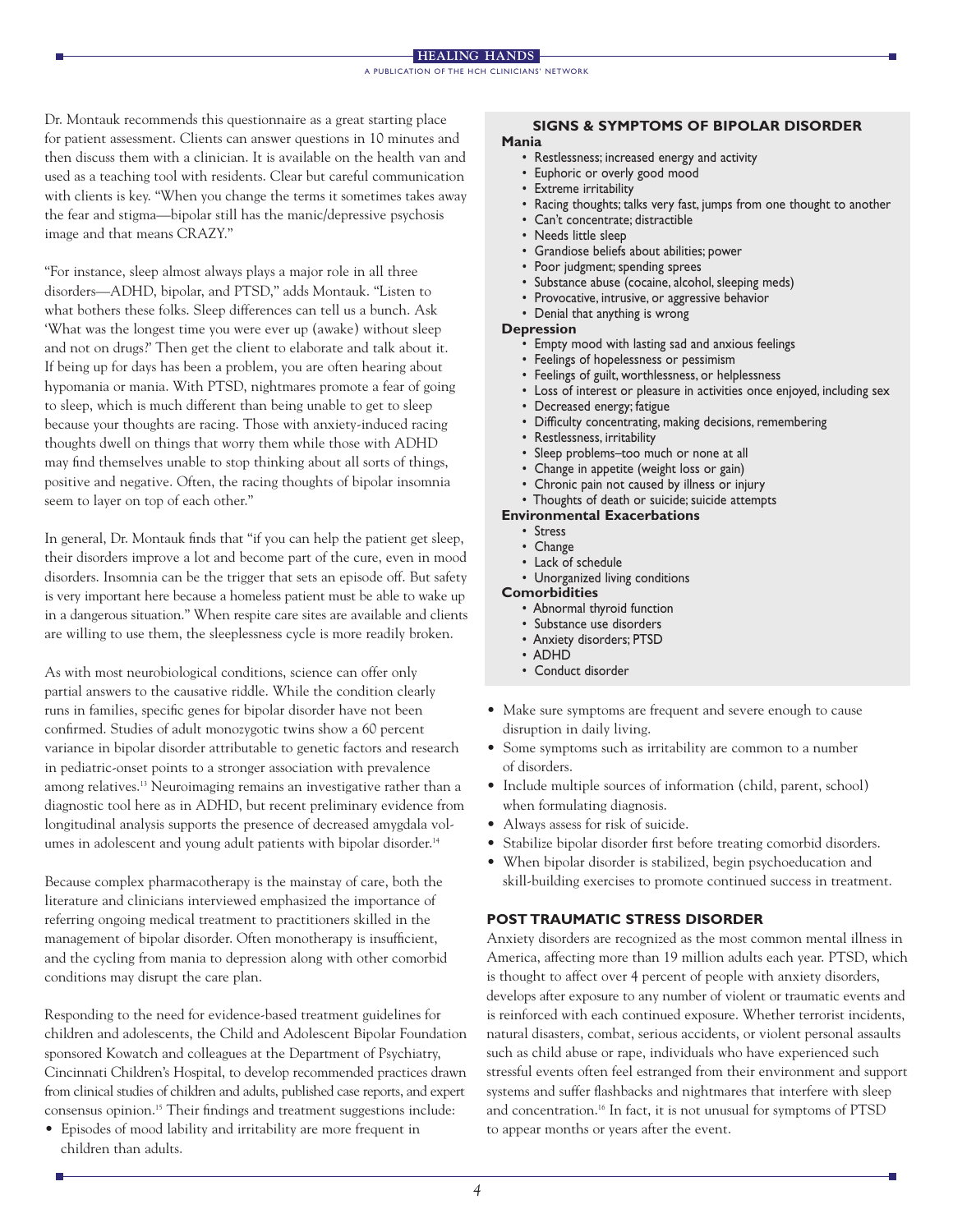Dr. Montauk recommends this questionnaire as a great starting place for patient assessment. Clients can answer questions in 10 minutes and then discuss them with a clinician. It is available on the health van and used as a teaching tool with residents. Clear but careful communication with clients is key. "When you change the terms it sometimes takes away the fear and stigma—bipolar still has the manic/depressive psychosis image and that means CRAZY."

"For instance, sleep almost always plays a major role in all three disorders—ADHD, bipolar, and PTSD," adds Montauk. "Listen to what bothers these folks. Sleep differences can tell us a bunch. Ask 'What was the longest time you were ever up (awake) without sleep and not on drugs?' Then get the client to elaborate and talk about it. If being up for days has been a problem, you are often hearing about hypomania or mania. With PTSD, nightmares promote a fear of going to sleep, which is much different than being unable to get to sleep because your thoughts are racing. Those with anxiety-induced racing thoughts dwell on things that worry them while those with ADHD may find themselves unable to stop thinking about all sorts of things, positive and negative. Often, the racing thoughts of bipolar insomnia seem to layer on top of each other."

In general, Dr. Montauk finds that "if you can help the patient get sleep, their disorders improve a lot and become part of the cure, even in mood disorders. Insomnia can be the trigger that sets an episode off. But safety is very important here because a homeless patient must be able to wake up in a dangerous situation." When respite care sites are available and clients are willing to use them, the sleeplessness cycle is more readily broken.

As with most neurobiological conditions, science can offer only partial answers to the causative riddle. While the condition clearly runs in families, specific genes for bipolar disorder have not been confirmed. Studies of adult monozygotic twins show a 60 percent variance in bipolar disorder attributable to genetic factors and research in pediatric-onset points to a stronger association with prevalence among relatives.[13] Neuroimaging remains an investigative rather than a diagnostic tool here as in ADHD, but recent preliminary evidence from longitudinal analysis supports the presence of decreased amygdala volumes in adolescent and young adult patients with bipolar disorder.[14]

Because complex pharmacotherapy is the mainstay of care, both the literature and clinicians interviewed emphasized the importance of referring ongoing medical treatment to practitioners skilled in the management of bipolar disorder. Often monotherapy is insufficient, and the cycling from mania to depression along with other comorbid conditions may disrupt the care plan.

Responding to the need for evidence-based treatment guidelines for children and adolescents, the Child and Adolescent Bipolar Foundation sponsored Kowatch and colleagues at the Department of Psychiatry, Cincinnati Children's Hospital, to develop recommended practices drawn from clinical studies of children and adults, published case reports, and expert consensus opinion.[15] Their findings and treatment suggestions include:

- Episodes of mood lability and irritability are more frequent in children than adults.
- Make sure symptoms are frequent and severe enough to cause disruption in daily living.
- Some symptoms such as irritability are common to a number of disorders.
- Include multiple sources of information (child, parent, school) when formulating diagnosis.
- Always assess for risk of suicide.
- Stabilize bipolar disorder first before treating comorbid disorders.
- When bipolar disorder is stabilized, begin psychoeducation and skill-building exercises to promote continued success in treatment.

### SIGNS & SYMPTOMS OF BIPOLAR DISORDER

**Mania**

- Restlessness; increased energy and activity
- Euphoric or overly good mood
- Extreme irritability
- Racing thoughts; talks very fast, jumps from one thought to another
- Can't concentrate; distractible
- Needs little sleep
- Grandiose beliefs about abilities; power
- Poor judgment; spending sprees
- Substance abuse (cocaine, alcohol, sleeping meds)
- Provocative, intrusive, or aggressive behavior
- Denial that anything is wrong

**Depression**

- Empty mood with lasting sad and anxious feelings
- Feelings of hopelessness or pessimism
- Feelings of guilt, worthlessness, or helplessness
- Loss of interest or pleasure in activities once enjoyed, including sex
- Decreased energy; fatigue
- Difficulty concentrating, making decisions, remembering
- Restlessness, irritability
- Sleep problems–too much or none at all
- Change in appetite (weight loss or gain)
- Chronic pain not caused by illness or injury
- Thoughts of death or suicide; suicide attempts

**Environmental Exacerbations**

- Stress
- Change
- Lack of schedule
- Unorganized living conditions

**Comorbidities**

- Abnormal thyroid function
- Substance use disorders
- Anxiety disorders; PTSD
- ADHD
- Conduct disorder

## POST TRAUMATIC STRESS DISORDER

Anxiety disorders are recognized as the most common mental illness in America, affecting more than 19 million adults each year. PTSD, which is thought to affect over 4 percent of people with anxiety disorders, develops after exposure to any number of violent or traumatic events and is reinforced with each continued exposure. Whether terrorist incidents, natural disasters, combat, serious accidents, or violent personal assaults such as child abuse or rape, individuals who have experienced such stressful events often feel estranged from their environment and support systems and suffer flashbacks and nightmares that interfere with sleep and concentration.[16] In fact, it is not unusual for symptoms of PTSD to appear months or years after the event.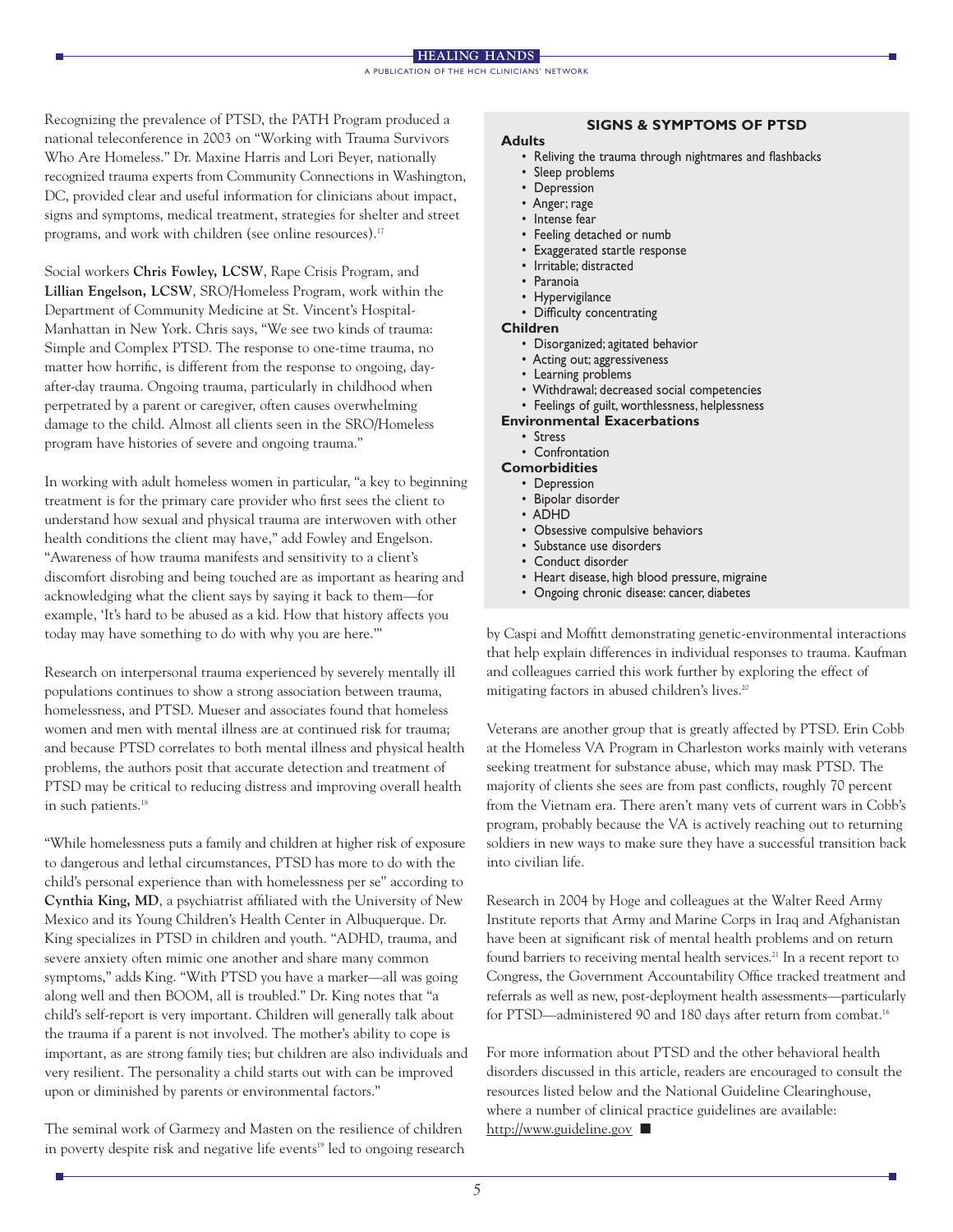Recognizing the prevalence of PTSD, the PATH Program produced a national teleconference in 2003 on "Working with Trauma Survivors Who Are Homeless." Dr. Maxine Harris and Lori Beyer, nationally recognized trauma experts from Community Connections in Washington, DC, provided clear and useful information for clinicians about impact, signs and symptoms, medical treatment, strategies for shelter and street programs, and work with children (see online resources).[17]

Social workers **Chris Fowley, LCSW**, Rape Crisis Program, and **Lillian Engelson, LCSW**, SRO/Homeless Program, work within the Department of Community Medicine at St. Vincent's Hospital-Manhattan in New York. Chris says, "We see two kinds of trauma: Simple and Complex PTSD. The response to one-time trauma, no matter how horrific, is different from the response to ongoing, day-after-day trauma. Ongoing trauma, particularly in childhood when perpetrated by a parent or caregiver, often causes overwhelming damage to the child. Almost all clients seen in the SRO/Homeless program have histories of severe and ongoing trauma."

In working with adult homeless women in particular, "a key to beginning treatment is for the primary care provider who first sees the client to understand how sexual and physical trauma are interwoven with other health conditions the client may have," add Fowley and Engelson. "Awareness of how trauma manifests and sensitivity to a client's discomfort disrobing and being touched are as important as hearing and acknowledging what the client says by saying it back to them—for example, 'It's hard to be abused as a kid. How that history affects you today may have something to do with why you are here.'"

Research on interpersonal trauma experienced by severely mentally ill populations continues to show a strong association between trauma, homelessness, and PTSD. Mueser and associates found that homeless women and men with mental illness are at continued risk for trauma; and because PTSD correlates to both mental illness and physical health problems, the authors posit that accurate detection and treatment of PTSD may be critical to reducing distress and improving overall health in such patients.[18]

"While homelessness puts a family and children at higher risk of exposure to dangerous and lethal circumstances, PTSD has more to do with the child's personal experience than with homelessness per se" according to **Cynthia King, MD**, a psychiatrist affiliated with the University of New Mexico and its Young Children's Health Center in Albuquerque. Dr. King specializes in PTSD in children and youth. "ADHD, trauma, and severe anxiety often mimic one another and share many common symptoms," adds King. "With PTSD you have a marker—all was going along well and then BOOM, all is troubled." Dr. King notes that "a child's self-report is very important. Children will generally talk about the trauma if a parent is not involved. The mother's ability to cope is important, as are strong family ties; but children are also individuals and very resilient. The personality a child starts out with can be improved upon or diminished by parents or environmental factors."

The seminal work of Garmezy and Masten on the resilience of children in poverty despite risk and negative life events[19] led to ongoing research by Caspi and Moffitt demonstrating genetic-environmental interactions that help explain differences in individual responses to trauma. Kaufman and colleagues carried this work further by exploring the effect of mitigating factors in abused children's lives.[20]

### SIGNS & SYMPTOMS OF PTSD

**Adults**

- Reliving the trauma through nightmares and flashbacks
- Sleep problems
- Depression
- Anger; rage
- Intense fear
- Feeling detached or numb
- Exaggerated startle response
- Irritable; distracted
- Paranoia
- Hypervigilance
- Difficulty concentrating

**Children**

- Disorganized; agitated behavior
- Acting out; aggressiveness
- Learning problems
- Withdrawal; decreased social competencies
- Feelings of guilt, worthlessness, helplessness

**Environmental Exacerbations**

- Stress
- Confrontation

**Comorbidities**

- Depression
- Bipolar disorder
- ADHD
- Obsessive compulsive behaviors
- Substance use disorders
- Conduct disorder
- Heart disease, high blood pressure, migraine
- Ongoing chronic disease: cancer, diabetes

Veterans are another group that is greatly affected by PTSD. Erin Cobb at the Homeless VA Program in Charleston works mainly with veterans seeking treatment for substance abuse, which may mask PTSD. The majority of clients she sees are from past conflicts, roughly 70 percent from the Vietnam era. There aren't many vets of current wars in Cobb's program, probably because the VA is actively reaching out to returning soldiers in new ways to make sure they have a successful transition back into civilian life.

Research in 2004 by Hoge and colleagues at the Walter Reed Army Institute reports that Army and Marine Corps in Iraq and Afghanistan have been at significant risk of mental health problems and on return found barriers to receiving mental health services.[21] In a recent report to Congress, the Government Accountability Office tracked treatment and referrals as well as new, post-deployment health assessments—particularly for PTSD—administered 90 and 180 days after return from combat.[16]

For more information about PTSD and the other behavioral health disorders discussed in this article, readers are encouraged to consult the resources listed below and the National Guideline Clearinghouse, where a number of clinical practice guidelines are available: http://www.guideline.gov ■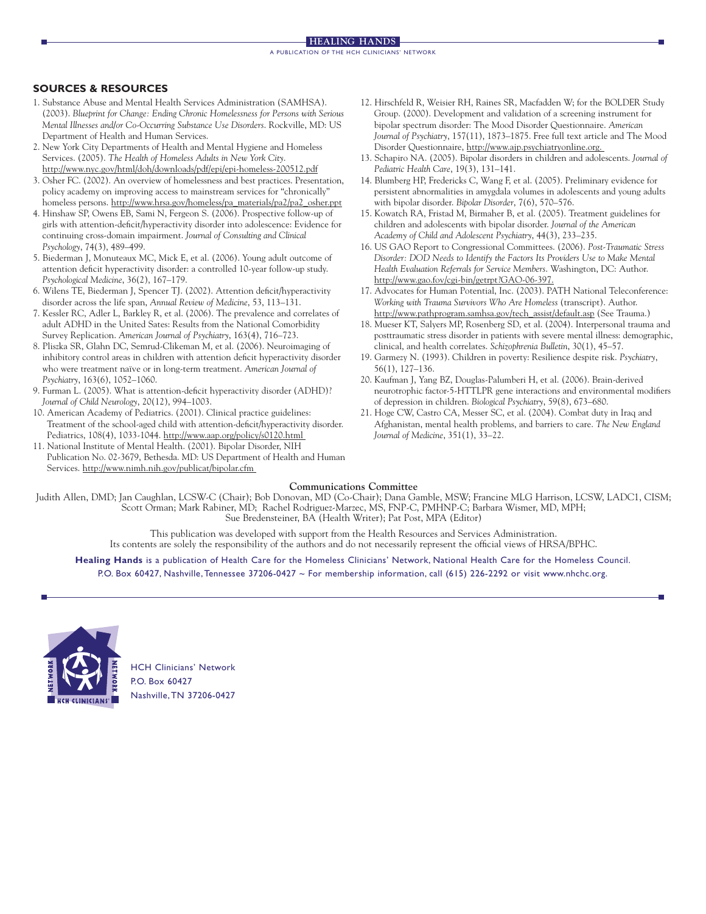## SOURCES & RESOURCES

1. Substance Abuse and Mental Health Services Administration (SAMHSA). (2003). *Blueprint for Change: Ending Chronic Homelessness for Persons with Serious Mental Illnesses and/or Co-Occurring Substance Use Disorders*. Rockville, MD: US Department of Health and Human Services.
2. New York City Departments of Health and Mental Hygiene and Homeless Services. (2005). *The Health of Homeless Adults in New York City*. http://www.nyc.gov/html/doh/downloads/pdf/epi/epi-homeless-200512.pdf
3. Osher FC. (2002). An overview of homelessness and best practices. Presentation, policy academy on improving access to mainstream services for "chronically" homeless persons. http://www.hrsa.gov/homeless/pa_materials/pa2/pa2_osher.ppt
4. Hinshaw SP, Owens EB, Sami N, Fergeon S. (2006). Prospective follow-up of girls with attention-deficit/hyperactivity disorder into adolescence: Evidence for continuing cross-domain impairment. *Journal of Consulting and Clinical Psychology*, 74(3), 489–499.
5. Biederman J, Monuteaux MC, Mick E, et al. (2006). Young adult outcome of attention deficit hyperactivity disorder: a controlled 10-year follow-up study. *Psychological Medicine*, 36(2), 167–179.
6. Wilens TE, Biederman J, Spencer TJ. (2002). Attention deficit/hyperactivity disorder across the life span, *Annual Review of Medicine*, 53, 113–131.
7. Kessler RC, Adler L, Barkley R, et al. (2006). The prevalence and correlates of adult ADHD in the United Sates: Results from the National Comorbidity Survey Replication. *American Journal of Psychiatry*, 163(4), 716–723.
8. Pliszka SR, Glahn DC, Semrud-Clikeman M, et al. (2006). Neuroimaging of inhibitory control areas in children with attention deficit hyperactivity disorder who were treatment naïve or in long-term treatment. *American Journal of Psychiatry*, 163(6), 1052–1060.
9. Furman L. (2005). What is attention-deficit hyperactivity disorder (ADHD)? *Journal of Child Neurology*, 20(12), 994–1003.
10. American Academy of Pediatrics. (2001). Clinical practice guidelines: Treatment of the school-aged child with attention-deficit/hyperactivity disorder. Pediatrics, 108(4), 1033-1044. http://www.aap.org/policy/s0120.html
11. National Institute of Mental Health. (2001). Bipolar Disorder, NIH Publication No. 02-3679, Bethesda. MD: US Department of Health and Human Services. http://www.nimh.nih.gov/publicat/bipolar.cfm
12. Hirschfeld R, Weisier RH, Raines SR, Macfadden W; for the BOLDER Study Group. (2000). Development and validation of a screening instrument for bipolar spectrum disorder: The Mood Disorder Questionnaire. *American Journal of Psychiatry*, 157(11), 1873–1875. Free full text article and The Mood Disorder Questionnaire, http://www.ajp.psychiatryonline.org.
13. Schapiro NA. (2005). Bipolar disorders in children and adolescents. *Journal of Pediatric Health Care*, 19(3), 131–141.
14. Blumberg HP, Fredericks C, Wang F, et al. (2005). Preliminary evidence for persistent abnormalities in amygdala volumes in adolescents and young adults with bipolar disorder. *Bipolar Disorder*, 7(6), 570–576.
15. Kowatch RA, Fristad M, Birmaher B, et al. (2005). Treatment guidelines for children and adolescents with bipolar disorder. *Journal of the American Academy of Child and Adolescent Psychiatry*, 44(3), 233–235.
16. US GAO Report to Congressional Committees. (2006). *Post-Traumatic Stress Disorder: DOD Needs to Identify the Factors Its Providers Use to Make Mental Health Evaluation Referrals for Service Members*. Washington, DC: Author. http://www.gao.fov/cgi-bin/getrpt?GAO-06-397.
17. Advocates for Human Potential, Inc. (2003). PATH National Teleconference: *Working with Trauma Survivors Who Are Homeless* (transcript). Author. http://www.pathprogram.samhsa.gov/tech_assist/default.asp (See Trauma.)
18. Mueser KT, Salyers MP, Rosenberg SD, et al. (2004). Interpersonal trauma and posttraumatic stress disorder in patients with severe mental illness: demographic, clinical, and health correlates. *Schizophrenia Bulletin*, 30(1), 45–57.
19. Garmezy N. (1993). Children in poverty: Resilience despite risk. *Psychiatry*, 56(1), 127–136.
20. Kaufman J, Yang BZ, Douglas-Palumberi H, et al. (2006). Brain-derived neurotrophic factor-5-HTTLPR gene interactions and environmental modifiers of depression in children. *Biological Psychiatry*, 59(8), 673–680.
21. Hoge CW, Castro CA, Messer SC, et al. (2004). Combat duty in Iraq and Afghanistan, mental health problems, and barriers to care. *The New England Journal of Medicine*, 351(1), 33–22.

**Communications Committee**

Judith Allen, DMD; Jan Caughlan, LCSW-C (Chair); Bob Donovan, MD (Co-Chair); Dana Gamble, MSW; Francine MLG Harrison, LCSW, LADC1, CISM; Scott Orman; Mark Rabiner, MD; Rachel Rodriguez-Marzec, MS, FNP-C, PMHNP-C; Barbara Wismer, MD, MPH; Sue Bredensteiner, BA (Health Writer); Pat Post, MPA (Editor)

This publication was developed with support from the Health Resources and Services Administration. Its contents are solely the responsibility of the authors and do not necessarily represent the official views of HRSA/BPHC.

**Healing Hands** is a publication of Health Care for the Homeless Clinicians' Network, National Health Care for the Homeless Council. P.O. Box 60427, Nashville, Tennessee 37206-0427 ~ For membership information, call (615) 226-2292 or visit www.nhchc.org.

HCH Clinicians' Network
P.O. Box 60427
Nashville, TN 37206-0427